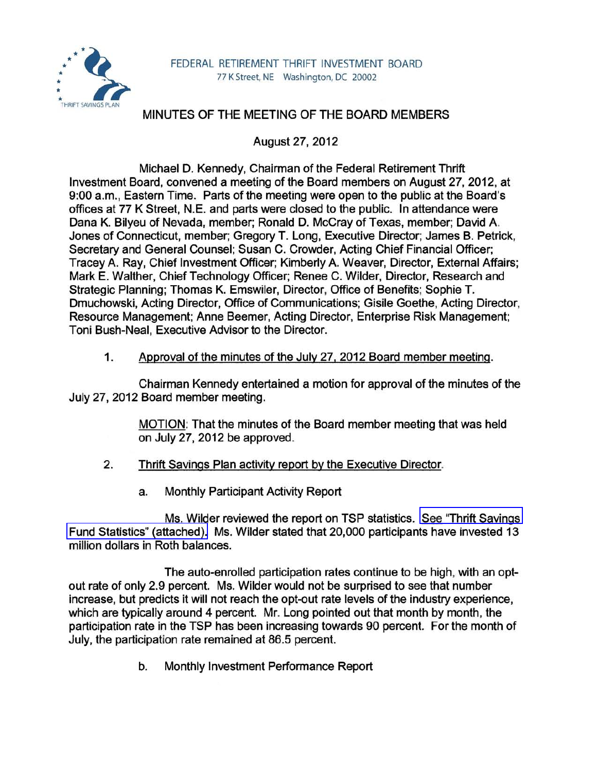FEDERAL RETIREMENT THRIFT INVESTMENT BOARD
77 K Street, NE Washington, DC 20002

THRIFT SAVINGS PLAN

## MINUTES OF THE MEETING OF THE BOARD MEMBERS

August 27, 2012

Michael D. Kennedy, Chairman of the Federal Retirement Thrift Investment Board, convened a meeting of the Board members on August 27, 2012, at 9:00 a.m., Eastern Time. Parts of the meeting were open to the public at the Board's offices at 77 K Street, N.E. and parts were closed to the public. In attendance were Dana K. Bilyeu of Nevada, member; Ronald D. McCray of Texas, member; David A. Jones of Connecticut, member; Gregory T. Long, Executive Director; James B. Petrick, Secretary and General Counsel; Susan C. Crowder, Acting Chief Financial Officer; Tracey A. Ray, Chief Investment Officer; Kimberly A. Weaver, Director, External Affairs; Mark E. Walther, Chief Technology Officer; Renee C. Wilder, Director, Research and Strategic Planning; Thomas K. Emswiler, Director, Office of Benefits; Sophie T. Dmuchowski, Acting Director, Office of Communications; Gisile Goethe, Acting Director, Resource Management; Anne Beemer, Acting Director, Enterprise Risk Management; Toni Bush-Neal, Executive Advisor to the Director.

1. Approval of the minutes of the July 27, 2012 Board member meeting.

Chairman Kennedy entertained a motion for approval of the minutes of the July 27, 2012 Board member meeting.

> MOTION: That the minutes of the Board member meeting that was held on July 27, 2012 be approved.

2. Thrift Savings Plan activity report by the Executive Director.

   a. Monthly Participant Activity Report

Ms. Wilder reviewed the report on TSP statistics. See "Thrift Savings Fund Statistics" (attached). Ms. Wilder stated that 20,000 participants have invested 13 million dollars in Roth balances.

The auto-enrolled participation rates continue to be high, with an opt-out rate of only 2.9 percent. Ms. Wilder would not be surprised to see that number increase, but predicts it will not reach the opt-out rate levels of the industry experience, which are typically around 4 percent. Mr. Long pointed out that month by month, the participation rate in the TSP has been increasing towards 90 percent. For the month of July, the participation rate remained at 86.5 percent.

   b. Monthly Investment Performance Report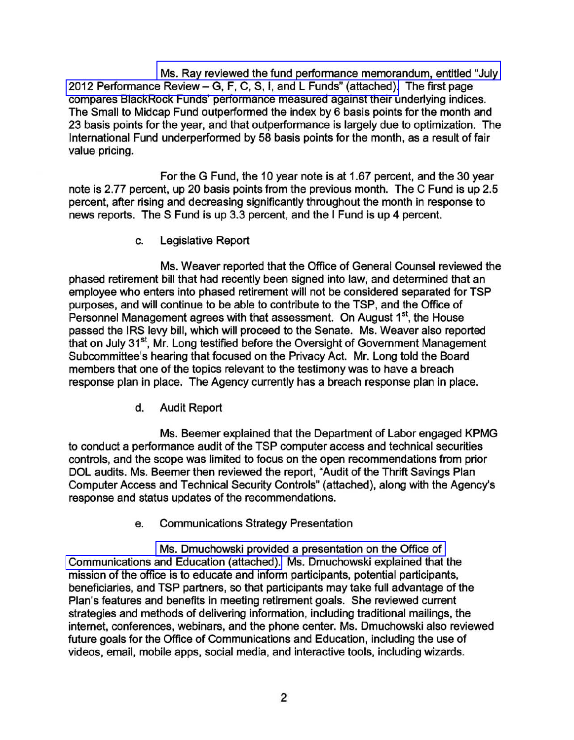Ms. Ray reviewed the fund performance memorandum, entitled "July 2012 Performance Review – G, F, C, S, I, and L Funds" (attached). The first page compares BlackRock Funds' performance measured against their underlying indices. The Small to Midcap Fund outperformed the index by 6 basis points for the month and 23 basis points for the year, and that outperformance is largely due to optimization. The International Fund underperformed by 58 basis points for the month, as a result of fair value pricing.

For the G Fund, the 10 year note is at 1.67 percent, and the 30 year note is 2.77 percent, up 20 basis points from the previous month. The C Fund is up 2.5 percent, after rising and decreasing significantly throughout the month in response to news reports. The S Fund is up 3.3 percent, and the I Fund is up 4 percent.

c. Legislative Report

Ms. Weaver reported that the Office of General Counsel reviewed the phased retirement bill that had recently been signed into law, and determined that an employee who enters into phased retirement will not be considered separated for TSP purposes, and will continue to be able to contribute to the TSP, and the Office of Personnel Management agrees with that assessment. On August 1st, the House passed the IRS levy bill, which will proceed to the Senate. Ms. Weaver also reported that on July 31st, Mr. Long testified before the Oversight of Government Management Subcommittee's hearing that focused on the Privacy Act. Mr. Long told the Board members that one of the topics relevant to the testimony was to have a breach response plan in place. The Agency currently has a breach response plan in place.

d. Audit Report

Ms. Beemer explained that the Department of Labor engaged KPMG to conduct a performance audit of the TSP computer access and technical securities controls, and the scope was limited to focus on the open recommendations from prior DOL audits. Ms. Beemer then reviewed the report, "Audit of the Thrift Savings Plan Computer Access and Technical Security Controls" (attached), along with the Agency's response and status updates of the recommendations.

e. Communications Strategy Presentation

Ms. Dmuchowski provided a presentation on the Office of Communications and Education (attached). Ms. Dmuchowski explained that the mission of the office is to educate and inform participants, potential participants, beneficiaries, and TSP partners, so that participants may take full advantage of the Plan's features and benefits in meeting retirement goals. She reviewed current strategies and methods of delivering information, including traditional mailings, the internet, conferences, webinars, and the phone center. Ms. Dmuchowski also reviewed future goals for the Office of Communications and Education, including the use of videos, email, mobile apps, social media, and interactive tools, including wizards.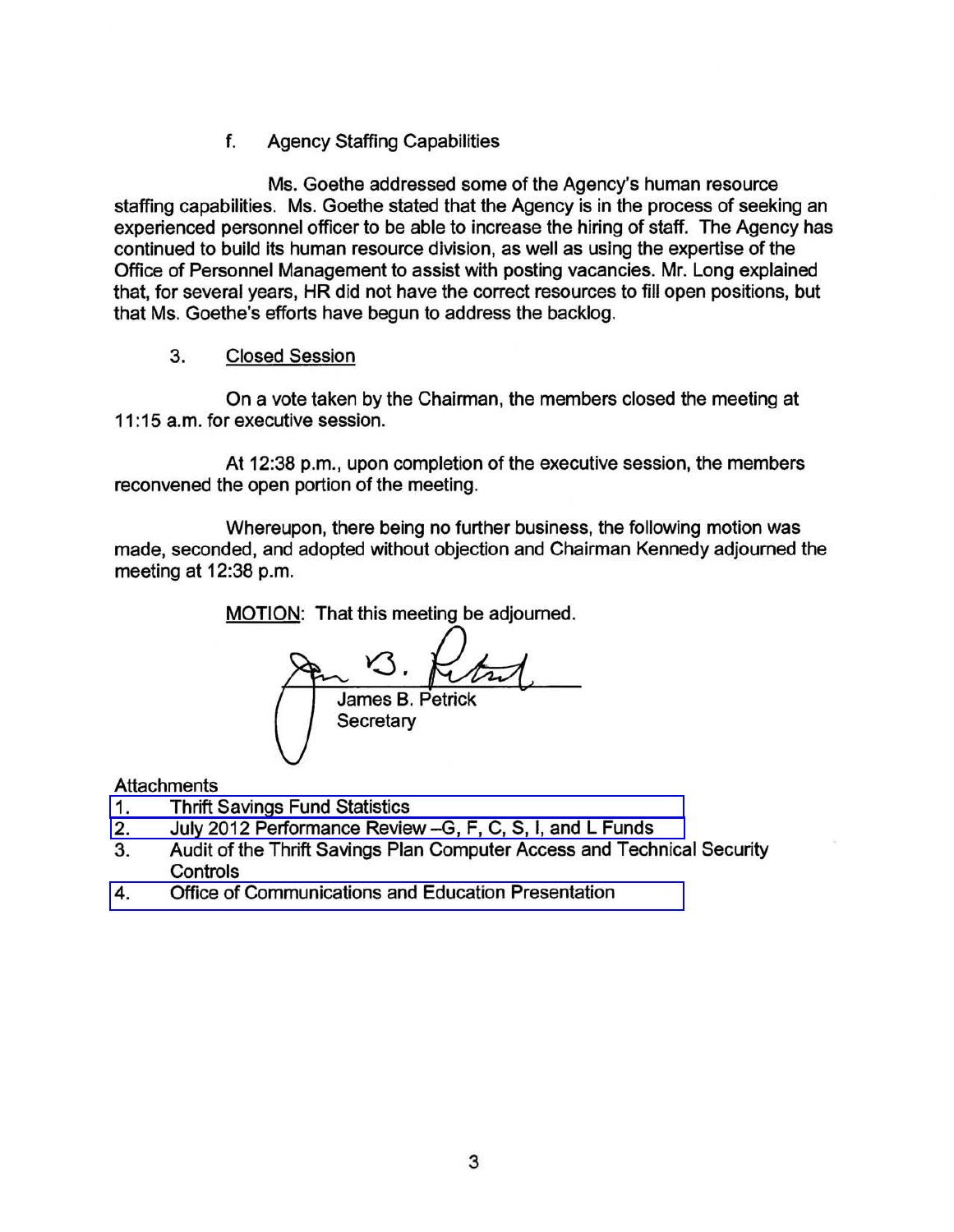f. Agency Staffing Capabilities

Ms. Goethe addressed some of the Agency's human resource staffing capabilities. Ms. Goethe stated that the Agency is in the process of seeking an experienced personnel officer to be able to increase the hiring of staff. The Agency has continued to build its human resource division, as well as using the expertise of the Office of Personnel Management to assist with posting vacancies. Mr. Long explained that, for several years, HR did not have the correct resources to fill open positions, but that Ms. Goethe's efforts have begun to address the backlog.

3. <u>Closed Session</u>

On a vote taken by the Chairman, the members closed the meeting at 11:15 a.m. for executive session.

At 12:38 p.m., upon completion of the executive session, the members reconvened the open portion of the meeting.

Whereupon, there being no further business, the following motion was made, seconded, and adopted without objection and Chairman Kennedy adjourned the meeting at 12:38 p.m.

<u>MOTION</u>: That this meeting be adjourned.

James B. Petrick
Secretary

Attachments

1. Thrift Savings Fund Statistics
2. July 2012 Performance Review –G, F, C, S, I, and L Funds
3. Audit of the Thrift Savings Plan Computer Access and Technical Security Controls
4. Office of Communications and Education Presentation